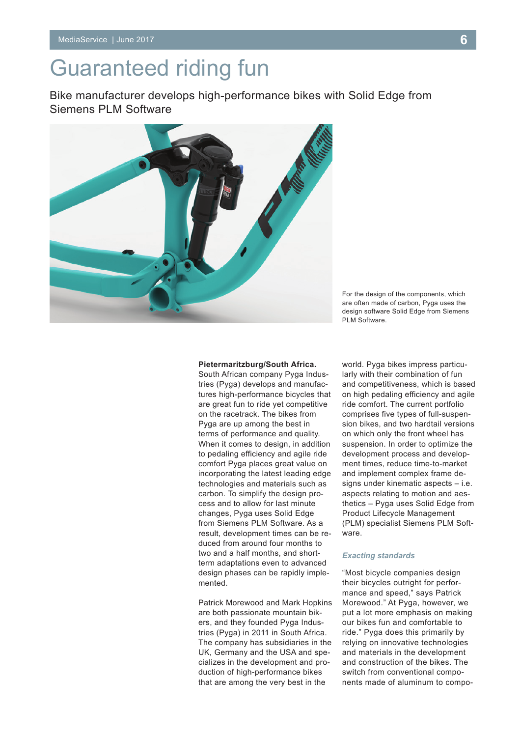# Guaranteed riding fun

Bike manufacturer develops high-performance bikes with Solid Edge from Siemens PLM Software

For the design of the components, which are often made of carbon, Pyga uses the design software Solid Edge from Siemens PLM Software.

**Pietermaritzburg/South Africa.** South African company Pyga Industries (Pyga) develops and manufactures high-performance bicycles that are great fun to ride yet competitive on the racetrack. The bikes from Pyga are up among the best in terms of performance and quality. When it comes to design, in addition to pedaling efficiency and agile ride comfort Pyga places great value on incorporating the latest leading edge technologies and materials such as carbon. To simplify the design process and to allow for last minute changes, Pyga uses Solid Edge from Siemens PLM Software. As a result, development times can be reduced from around four months to two and a half months, and short-term adaptations even to advanced design phases can be rapidly implemented.

Patrick Morewood and Mark Hopkins are both passionate mountain bikers, and they founded Pyga Industries (Pyga) in 2011 in South Africa. The company has subsidiaries in the UK, Germany and the USA and specializes in the development and production of high-performance bikes that are among the very best in the world. Pyga bikes impress particularly with their combination of fun and competitiveness, which is based on high pedaling efficiency and agile ride comfort. The current portfolio comprises five types of full-suspension bikes, and two hardtail versions on which only the front wheel has suspension. In order to optimize the development process and development times, reduce time-to-market and implement complex frame designs under kinematic aspects – i.e. aspects relating to motion and aesthetics – Pyga uses Solid Edge from Product Lifecycle Management (PLM) specialist Siemens PLM Software.

### *Exacting standards*

"Most bicycle companies design their bicycles outright for performance and speed," says Patrick Morewood." At Pyga, however, we put a lot more emphasis on making our bikes fun and comfortable to ride." Pyga does this primarily by relying on innovative technologies and materials in the development and construction of the bikes. The switch from conventional components made of aluminum to compo-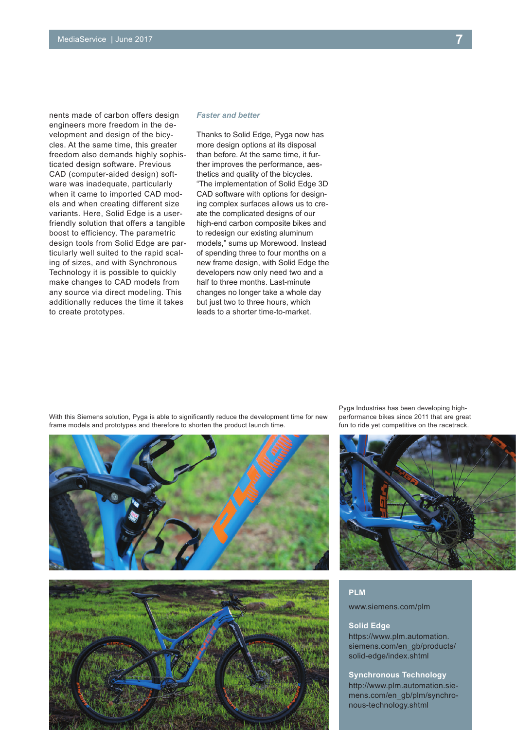nents made of carbon offers design engineers more freedom in the development and design of the bicycles. At the same time, this greater freedom also demands highly sophisticated design software. Previous CAD (computer-aided design) software was inadequate, particularly when it came to imported CAD models and when creating different size variants. Here, Solid Edge is a user-friendly solution that offers a tangible boost to efficiency. The parametric design tools from Solid Edge are particularly well suited to the rapid scaling of sizes, and with Synchronous Technology it is possible to quickly make changes to CAD models from any source via direct modeling. This additionally reduces the time it takes to create prototypes.

### *Faster and better*

Thanks to Solid Edge, Pyga now has more design options at its disposal than before. At the same time, it further improves the performance, aesthetics and quality of the bicycles. "The implementation of Solid Edge 3D CAD software with options for designing complex surfaces allows us to create the complicated designs of our high-end carbon composite bikes and to redesign our existing aluminum models," sums up Morewood. Instead of spending three to four months on a new frame design, with Solid Edge the developers now only need two and a half to three months. Last-minute changes no longer take a whole day but just two to three hours, which leads to a shorter time-to-market.

With this Siemens solution, Pyga is able to significantly reduce the development time for new frame models and prototypes and therefore to shorten the product launch time.

Pyga Industries has been developing high-performance bikes since 2011 that are great fun to ride yet competitive on the racetrack.

**PLM**

www.siemens.com/plm

**Solid Edge**

https://www.plm.automation.siemens.com/en_gb/products/solid-edge/index.shtml

**Synchronous Technology**

http://www.plm.automation.siemens.com/en_gb/plm/synchronous-technology.shtml